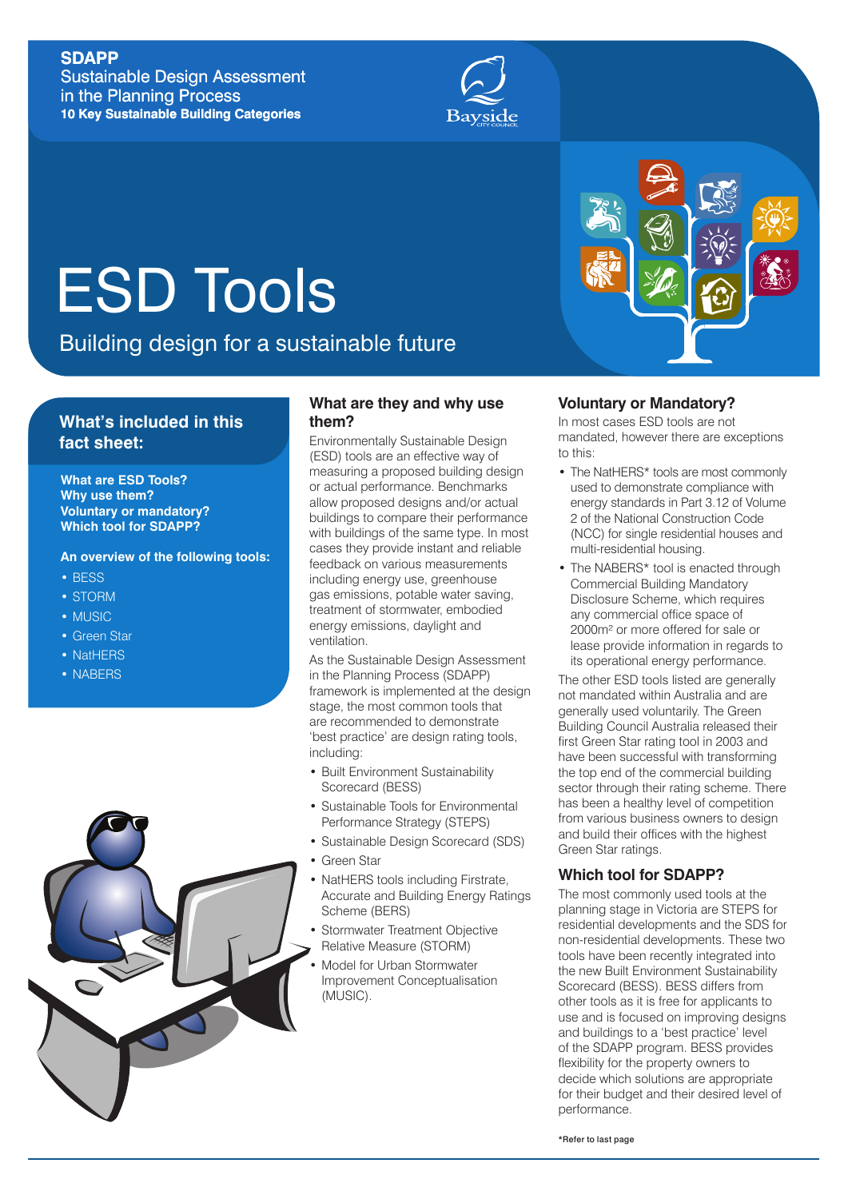**SDAPP**
Sustainable Design Assessment in the Planning Process
**10 Key Sustainable Building Categories**

# ESD Tools

Building design for a sustainable future

## What's included in this fact sheet:

**What are ESD Tools?**
**Why use them?**
**Voluntary or mandatory?**
**Which tool for SDAPP?**

**An overview of the following tools:**

- BESS
- STORM
- MUSIC
- Green Star
- NatHERS
- NABERS

## What are they and why use them?

Environmentally Sustainable Design (ESD) tools are an effective way of measuring a proposed building design or actual performance. Benchmarks allow proposed designs and/or actual buildings to compare their performance with buildings of the same type. In most cases they provide instant and reliable feedback on various measurements including energy use, greenhouse gas emissions, potable water saving, treatment of stormwater, embodied energy emissions, daylight and ventilation.

As the Sustainable Design Assessment in the Planning Process (SDAPP) framework is implemented at the design stage, the most common tools that are recommended to demonstrate 'best practice' are design rating tools, including:

- Built Environment Sustainability Scorecard (BESS)
- Sustainable Tools for Environmental Performance Strategy (STEPS)
- Sustainable Design Scorecard (SDS)
- Green Star
- NatHERS tools including Firstrate, Accurate and Building Energy Ratings Scheme (BERS)
- Stormwater Treatment Objective Relative Measure (STORM)
- Model for Urban Stormwater Improvement Conceptualisation (MUSIC).

## Voluntary or Mandatory?

In most cases ESD tools are not mandated, however there are exceptions to this:

- The NatHERS* tools are most commonly used to demonstrate compliance with energy standards in Part 3.12 of Volume 2 of the National Construction Code (NCC) for single residential houses and multi-residential housing.
- The NABERS* tool is enacted through Commercial Building Mandatory Disclosure Scheme, which requires any commercial office space of 2000m$^2$ or more offered for sale or lease provide information in regards to its operational energy performance.

The other ESD tools listed are generally not mandated within Australia and are generally used voluntarily. The Green Building Council Australia released their first Green Star rating tool in 2003 and have been successful with transforming the top end of the commercial building sector through their rating scheme. There has been a healthy level of competition from various business owners to design and build their offices with the highest Green Star ratings.

## Which tool for SDAPP?

The most commonly used tools at the planning stage in Victoria are STEPS for residential developments and the SDS for non-residential developments. These two tools have been recently integrated into the new Built Environment Sustainability Scorecard (BESS). BESS differs from other tools as it is free for applicants to use and is focused on improving designs and buildings to a 'best practice' level of the SDAPP program. BESS provides flexibility for the property owners to decide which solutions are appropriate for their budget and their desired level of performance.

*Refer to last page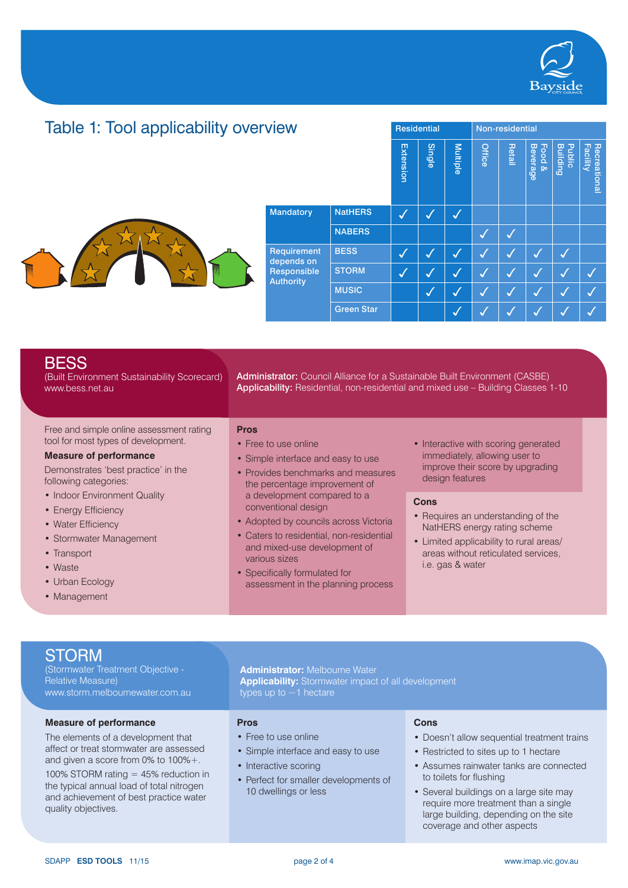## Table 1: Tool applicability overview

| | | Residential | | | Non-residential | | | | |
|---|---|---|---|---|---|---|---|---|---|
| | | Extension | Single | Multiple | Office | Retail | Food & Beverage | Public Building | Recreational facility |
| Mandatory | NatHERS | ✓ | ✓ | ✓ | | | | | |
| | NABERS | | | | ✓ | ✓ | | | |
| Requirement depends on Responsible Authority | BESS | ✓ | ✓ | ✓ | ✓ | ✓ | ✓ | ✓ | |
| | STORM | ✓ | ✓ | ✓ | ✓ | ✓ | ✓ | ✓ | ✓ |
| | MUSIC | | ✓ | ✓ | ✓ | ✓ | ✓ | ✓ | ✓ |
| | Green Star | | | ✓ | ✓ | ✓ | ✓ | ✓ | ✓ |

## BESS

(Built Environment Sustainability Scorecard)
www.bess.net.au

**Administrator:** Council Alliance for a Sustainable Built Environment (CASBE)
**Applicability:** Residential, non-residential and mixed use – Building Classes 1-10

Free and simple online assessment rating tool for most types of development.

**Measure of performance**

Demonstrates 'best practice' in the following categories:

- Indoor Environment Quality
- Energy Efficiency
- Water Efficiency
- Stormwater Management
- Transport
- Waste
- Urban Ecology
- Management

**Pros**

- Free to use online
- Simple interface and easy to use
- Provides benchmarks and measures the percentage improvement of a development compared to a conventional design
- Adopted by councils across Victoria
- Caters to residential, non-residential and mixed-use development of various sizes
- Specifically formulated for assessment in the planning process
- Interactive with scoring generated immediately, allowing user to improve their score by upgrading design features

**Cons**

- Requires an understanding of the NatHERS energy rating scheme
- Limited applicability to rural areas/ areas without reticulated services, i.e. gas & water

## STORM

(Stormwater Treatment Objective - Relative Measure)
www.storm.melbournewater.com.au

**Administrator:** Melbourne Water
**Applicability:** Stormwater impact of all development types up to ~1 hectare

**Measure of performance**

The elements of a development that affect or treat stormwater are assessed and given a score from 0% to 100%+.

100% STORM rating = 45% reduction in the typical annual load of total nitrogen and achievement of best practice water quality objectives.

**Pros**

- Free to use online
- Simple interface and easy to use
- Interactive scoring
- Perfect for smaller developments of 10 dwellings or less

**Cons**

- Doesn't allow sequential treatment trains
- Restricted to sites up to 1 hectare
- Assumes rainwater tanks are connected to toilets for flushing
- Several buildings on a large site may require more treatment than a single large building, depending on the site coverage and other aspects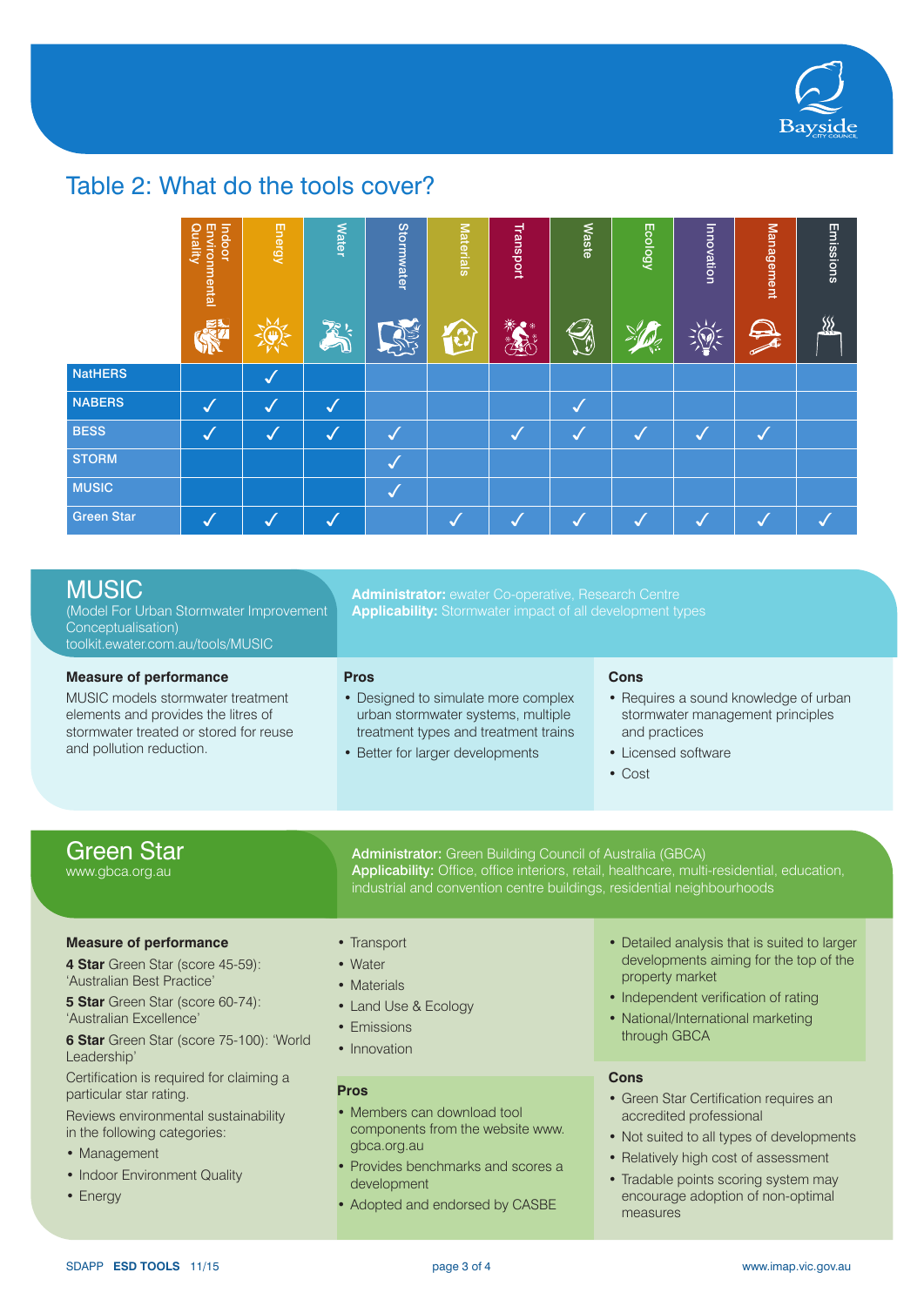# Table 2: What do the tools cover?

| | Indoor Environmental Quality | Energy | Water | Stormwater | Materials | Transport | Waste | Ecology | Innovation | Management | Emissions |
|---|---|---|---|---|---|---|---|---|---|---|---|
| NatHERS | | ✓ | | | | | | | | | |
| NABERS | ✓ | ✓ | ✓ | | | | ✓ | | | | |
| BESS | ✓ | ✓ | ✓ | ✓ | | ✓ | ✓ | ✓ | ✓ | ✓ | |
| STORM | | | | ✓ | | | | | | | |
| MUSIC | | | | ✓ | | | | | | | |
| Green Star | ✓ | ✓ | ✓ | | ✓ | ✓ | ✓ | ✓ | ✓ | ✓ | ✓ |

## MUSIC

(Model For Urban Stormwater Improvement Conceptualisation)
toolkit.ewater.com.au/tools/MUSIC

**Administrator:** ewater Co-operative, Research Centre
**Applicability:** Stormwater impact of all development types

**Measure of performance**

MUSIC models stormwater treatment elements and provides the litres of stormwater treated or stored for reuse and pollution reduction.

**Pros**

- Designed to simulate more complex urban stormwater systems, multiple treatment types and treatment trains
- Better for larger developments

**Cons**

- Requires a sound knowledge of urban stormwater management principles and practices
- Licensed software
- Cost

## Green Star

www.gbca.org.au

**Administrator:** Green Building Council of Australia (GBCA)
**Applicability:** Office, office interiors, retail, healthcare, multi-residential, education, industrial and convention centre buildings, residential neighbourhoods

**Measure of performance**

**4 Star** Green Star (score 45-59): 'Australian Best Practice'

**5 Star** Green Star (score 60-74): 'Australian Excellence'

**6 Star** Green Star (score 75-100): 'World Leadership'

Certification is required for claiming a particular star rating.

Reviews environmental sustainability in the following categories:

- Management
- Indoor Environment Quality
- Energy
- Transport
- Water
- Materials
- Land Use & Ecology
- Emissions
- Innovation

**Pros**

- Members can download tool components from the website www.gbca.org.au
- Provides benchmarks and scores a development
- Adopted and endorsed by CASBE
- Detailed analysis that is suited to larger developments aiming for the top of the property market
- Independent verification of rating
- National/International marketing through GBCA

**Cons**

- Green Star Certification requires an accredited professional
- Not suited to all types of developments
- Relatively high cost of assessment
- Tradable points scoring system may encourage adoption of non-optimal measures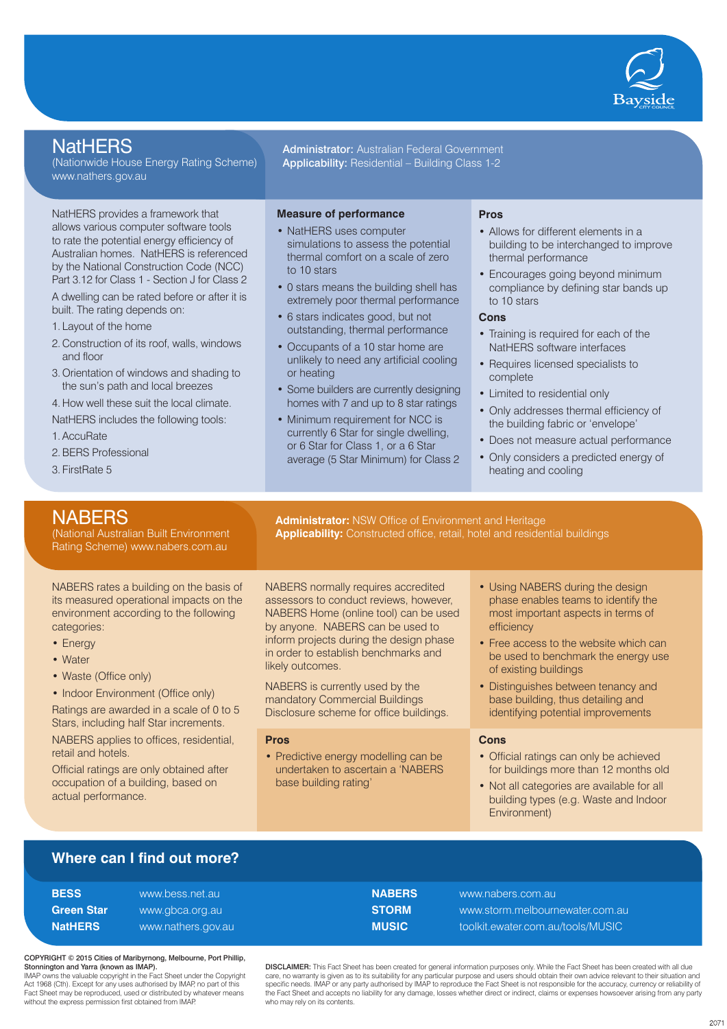## NatHERS

(Nationwide House Energy Rating Scheme)
www.nathers.gov.au

**Administrator:** Australian Federal Government
**Applicability:** Residential – Building Class 1-2

NatHERS provides a framework that allows various computer software tools to rate the potential energy efficiency of Australian homes. NatHERS is referenced by the National Construction Code (NCC) Part 3.12 for Class 1 - Section J for Class 2

A dwelling can be rated before or after it is built. The rating depends on:

1. Layout of the home
2. Construction of its roof, walls, windows and floor
3. Orientation of windows and shading to the sun's path and local breezes
4. How well these suit the local climate.

NatHERS includes the following tools:

1. AccuRate
2. BERS Professional
3. FirstRate 5

### Measure of performance

- NatHERS uses computer simulations to assess the potential thermal comfort on a scale of zero to 10 stars
- 0 stars means the building shell has extremely poor thermal performance
- 6 stars indicates good, but not outstanding, thermal performance
- Occupants of a 10 star home are unlikely to need any artificial cooling or heating
- Some builders are currently designing homes with 7 and up to 8 star ratings
- Minimum requirement for NCC is currently 6 Star for single dwelling, or 6 Star for Class 1, or a 6 Star average (5 Star Minimum) for Class 2

### Pros

- Allows for different elements in a building to be interchanged to improve thermal performance
- Encourages going beyond minimum compliance by defining star bands up to 10 stars

### Cons

- Training is required for each of the NatHERS software interfaces
- Requires licensed specialists to complete
- Limited to residential only
- Only addresses thermal efficiency of the building fabric or 'envelope'
- Does not measure actual performance
- Only considers a predicted energy of heating and cooling

## NABERS

(National Australian Built Environment Rating Scheme) www.nabers.com.au

**Administrator:** NSW Office of Environment and Heritage
**Applicability:** Constructed office, retail, hotel and residential buildings

NABERS rates a building on the basis of its measured operational impacts on the environment according to the following categories:

- Energy
- Water
- Waste (Office only)
- Indoor Environment (Office only)

Ratings are awarded in a scale of 0 to 5 Stars, including half Star increments.

NABERS applies to offices, residential, retail and hotels.

Official ratings are only obtained after occupation of a building, based on actual performance.

NABERS normally requires accredited assessors to conduct reviews, however, NABERS Home (online tool) can be used by anyone. NABERS can be used to inform projects during the design phase in order to establish benchmarks and likely outcomes.

NABERS is currently used by the mandatory Commercial Buildings Disclosure scheme for office buildings.

### Pros

- Predictive energy modelling can be undertaken to ascertain a 'NABERS base building rating'
- Using NABERS during the design phase enables teams to identify the most important aspects in terms of efficiency
- Free access to the website which can be used to benchmark the energy use of existing buildings
- Distinguishes between tenancy and base building, thus detailing and identifying potential improvements

### Cons

- Official ratings can only be achieved for buildings more than 12 months old
- Not all categories are available for all building types (e.g. Waste and Indoor Environment)

## Where can I find out more?

| | |
|---|---|
| **BESS** | www.bess.net.au |
| **Green Star** | www.gbca.org.au |
| **NatHERS** | www.nathers.gov.au |
| **NABERS** | www.nabers.com.au |
| **STORM** | www.storm.melbournewater.com.au |
| **MUSIC** | toolkit.ewater.com.au/tools/MUSIC |

COPYRIGHT © 2015 Cities of Maribyrnong, Melbourne, Port Phillip, Stonnington and Yarra (known as IMAP).
IMAP owns the valuable copyright in the Fact Sheet under the Copyright Act 1968 (Cth). Except for any uses authorised by IMAP, no part of this Fact Sheet may be reproduced, used or distributed by whatever means without the express permission first obtained from IMAP.

**DISCLAIMER:** This Fact Sheet has been created for general information purposes only. While the Fact Sheet has been created with all due care, no warranty is given as to its suitability for any particular purpose and users should obtain their own advice relevant to their situation and specific needs. IMAP or any party authorised by IMAP to reproduce the Fact Sheet is not responsible for the accuracy, currency or reliability of the Fact Sheet and accepts no liability for any damage, losses whether direct or indirect, claims or expenses howsoever arising from any party who may rely on its contents.